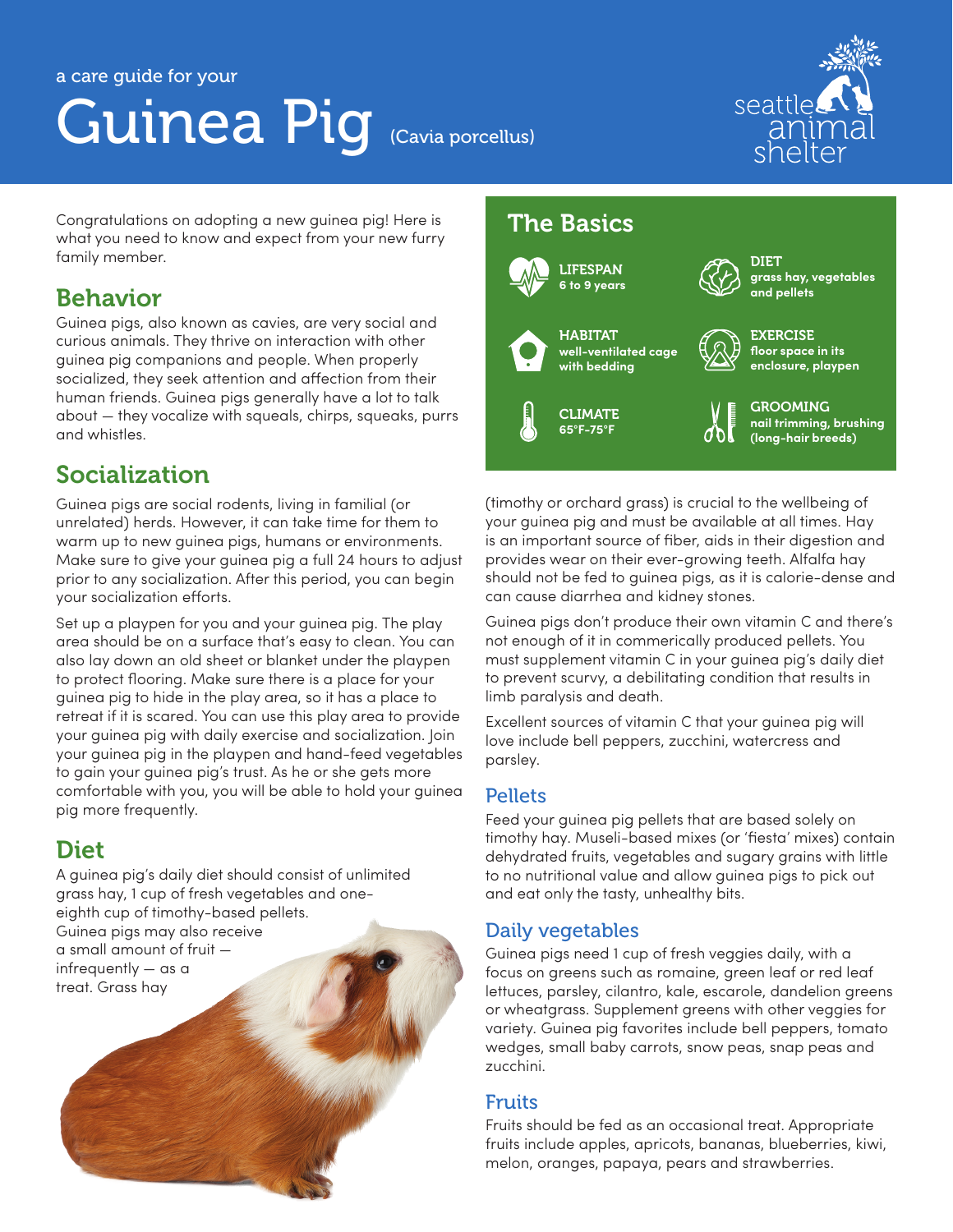a care guide for your

# Guinea Pig (Cavia porcellus)

seattle animal shelter

Congratulations on adopting a new guinea pig! Here is what you need to know and expect from your new furry family member.

## Behavior

Guinea pigs, also known as cavies, are very social and curious animals. They thrive on interaction with other guinea pig companions and people. When properly socialized, they seek attention and affection from their human friends. Guinea pigs generally have a lot to talk about — they vocalize with squeals, chirps, squeaks, purrs and whistles.

## Socialization

Guinea pigs are social rodents, living in familial (or unrelated) herds. However, it can take time for them to warm up to new guinea pigs, humans or environments. Make sure to give your guinea pig a full 24 hours to adjust prior to any socialization. After this period, you can begin your socialization efforts.

Set up a playpen for you and your guinea pig. The play area should be on a surface that's easy to clean. You can also lay down an old sheet or blanket under the playpen to protect flooring. Make sure there is a place for your guinea pig to hide in the play area, so it has a place to retreat if it is scared. You can use this play area to provide your guinea pig with daily exercise and socialization. Join your guinea pig in the playpen and hand-feed vegetables to gain your guinea pig's trust. As he or she gets more comfortable with you, you will be able to hold your guinea pig more frequently.

## Diet

A guinea pig's daily diet should consist of unlimited grass hay, 1 cup of fresh vegetables and one-eighth cup of timothy-based pellets. Guinea pigs may also receive a small amount of fruit — infrequently — as a treat. Grass hay (timothy or orchard grass) is crucial to the wellbeing of your guinea pig and must be available at all times. Hay is an important source of fiber, aids in their digestion and provides wear on their ever-growing teeth. Alfalfa hay should not be fed to guinea pigs, as it is calorie-dense and can cause diarrhea and kidney stones.

Guinea pigs don't produce their own vitamin C and there's not enough of it in commerically produced pellets. You must supplement vitamin C in your guinea pig's daily diet to prevent scurvy, a debilitating condition that results in limb paralysis and death.

Excellent sources of vitamin C that your guinea pig will love include bell peppers, zucchini, watercress and parsley.

### Pellets

Feed your guinea pig pellets that are based solely on timothy hay. Museli-based mixes (or 'fiesta' mixes) contain dehydrated fruits, vegetables and sugary grains with little to no nutritional value and allow guinea pigs to pick out and eat only the tasty, unhealthy bits.

### Daily vegetables

Guinea pigs need 1 cup of fresh veggies daily, with a focus on greens such as romaine, green leaf or red leaf lettuces, parsley, cilantro, kale, escarole, dandelion greens or wheatgrass. Supplement greens with other veggies for variety. Guinea pig favorites include bell peppers, tomato wedges, small baby carrots, snow peas, snap peas and zucchini.

### Fruits

Fruits should be fed as an occasional treat. Appropriate fruits include apples, apricots, bananas, blueberries, kiwi, melon, oranges, papaya, pears and strawberries.

## The Basics

- **LIFESPAN**: 6 to 9 years
- **DIET**: grass hay, vegetables and pellets
- **HABITAT**: well-ventilated cage with bedding
- **EXERCISE**: floor space in its enclosure, playpen
- **CLIMATE**: 65°F–75°F
- **GROOMING**: nail trimming, brushing (long-hair breeds)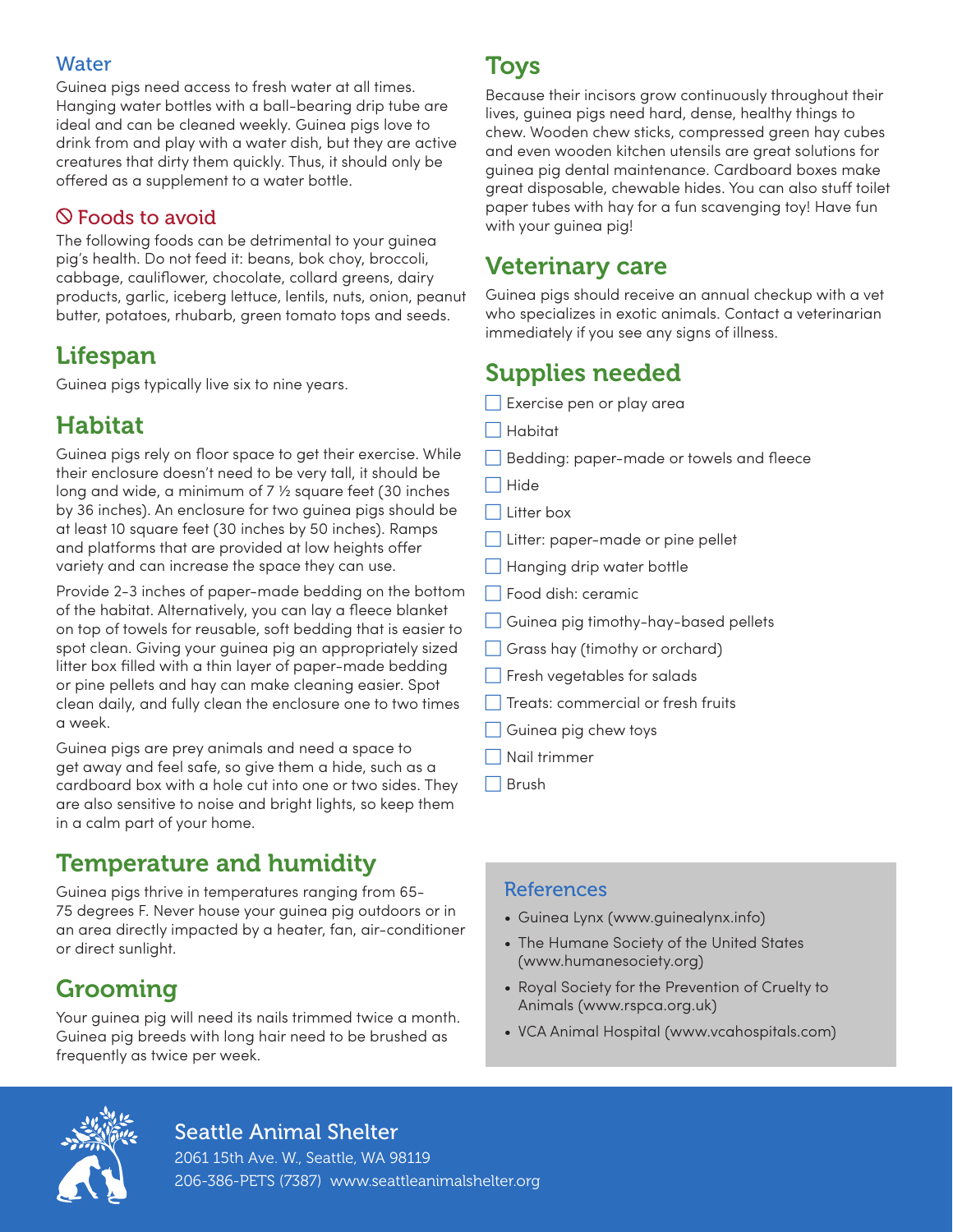### Water

Guinea pigs need access to fresh water at all times. Hanging water bottles with a ball-bearing drip tube are ideal and can be cleaned weekly. Guinea pigs love to drink from and play with a water dish, but they are active creatures that dirty them quickly. Thus, it should only be offered as a supplement to a water bottle.

### ⃠ Foods to avoid

The following foods can be detrimental to your guinea pig's health. Do not feed it: beans, bok choy, broccoli, cabbage, cauliflower, chocolate, collard greens, dairy products, garlic, iceberg lettuce, lentils, nuts, onion, peanut butter, potatoes, rhubarb, green tomato tops and seeds.

## Lifespan

Guinea pigs typically live six to nine years.

## Habitat

Guinea pigs rely on floor space to get their exercise. While their enclosure doesn't need to be very tall, it should be long and wide, a minimum of 7 ½ square feet (30 inches by 36 inches). An enclosure for two guinea pigs should be at least 10 square feet (30 inches by 50 inches). Ramps and platforms that are provided at low heights offer variety and can increase the space they can use.

Provide 2-3 inches of paper-made bedding on the bottom of the habitat. Alternatively, you can lay a fleece blanket on top of towels for reusable, soft bedding that is easier to spot clean. Giving your guinea pig an appropriately sized litter box filled with a thin layer of paper-made bedding or pine pellets and hay can make cleaning easier. Spot clean daily, and fully clean the enclosure one to two times a week.

Guinea pigs are prey animals and need a space to get away and feel safe, so give them a hide, such as a cardboard box with a hole cut into one or two sides. They are also sensitive to noise and bright lights, so keep them in a calm part of your home.

## Temperature and humidity

Guinea pigs thrive in temperatures ranging from 65-75 degrees F. Never house your guinea pig outdoors or in an area directly impacted by a heater, fan, air-conditioner or direct sunlight.

## Grooming

Your guinea pig will need its nails trimmed twice a month. Guinea pig breeds with long hair need to be brushed as frequently as twice per week.

## Toys

Because their incisors grow continuously throughout their lives, guinea pigs need hard, dense, healthy things to chew. Wooden chew sticks, compressed green hay cubes and even wooden kitchen utensils are great solutions for guinea pig dental maintenance. Cardboard boxes make great disposable, chewable hides. You can also stuff toilet paper tubes with hay for a fun scavenging toy! Have fun with your guinea pig!

## Veterinary care

Guinea pigs should receive an annual checkup with a vet who specializes in exotic animals. Contact a veterinarian immediately if you see any signs of illness.

## Supplies needed

- [ ] Exercise pen or play area
- [ ] Habitat
- [ ] Bedding: paper-made or towels and fleece
- [ ] Hide
- [ ] Litter box
- [ ] Litter: paper-made or pine pellet
- [ ] Hanging drip water bottle
- [ ] Food dish: ceramic
- [ ] Guinea pig timothy-hay-based pellets
- [ ] Grass hay (timothy or orchard)
- [ ] Fresh vegetables for salads
- [ ] Treats: commercial or fresh fruits
- [ ] Guinea pig chew toys
- [ ] Nail trimmer
- [ ] Brush

### References

- Guinea Lynx (www.guinealynx.info)
- The Humane Society of the United States (www.humanesociety.org)
- Royal Society for the Prevention of Cruelty to Animals (www.rspca.org.uk)
- VCA Animal Hospital (www.vcahospitals.com)

Seattle Animal Shelter
2061 15th Ave. W., Seattle, WA 98119
206-386-PETS (7387) www.seattleanimalshelter.org